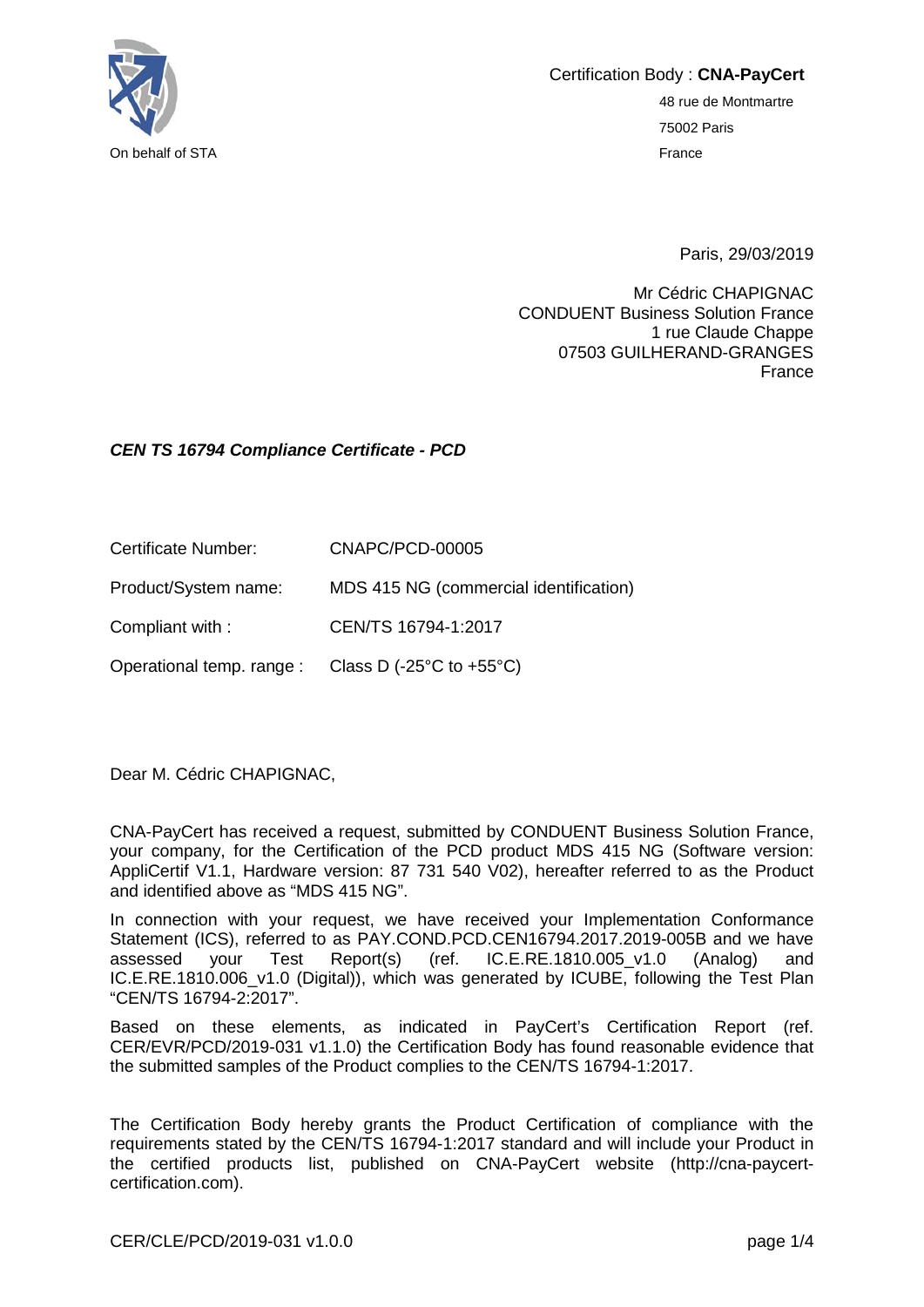On behalf of STA

Certification Body : **CNA-PayCert**

48 rue de Montmartre
75002 Paris
France

Paris, 29/03/2019

Mr Cédric CHAPIGNAC
CONDUENT Business Solution France
1 rue Claude Chappe
07503 GUILHERAND-GRANGES
France

***CEN TS 16794 Compliance Certificate - PCD***

| | |
|---|---|
| Certificate Number: | CNAPC/PCD-00005 |
| Product/System name: | MDS 415 NG (commercial identification) |
| Compliant with : | CEN/TS 16794-1:2017 |
| Operational temp. range : | Class D (-25°C to +55°C) |

Dear M. Cédric CHAPIGNAC,

CNA-PayCert has received a request, submitted by CONDUENT Business Solution France, your company, for the Certification of the PCD product MDS 415 NG (Software version: AppliCertif V1.1, Hardware version: 87 731 540 V02), hereafter referred to as the Product and identified above as “MDS 415 NG”.

In connection with your request, we have received your Implementation Conformance Statement (ICS), referred to as PAY.COND.PCD.CEN16794.2017.2019-005B and we have assessed your Test Report(s) (ref. IC.E.RE.1810.005_v1.0 (Analog) and IC.E.RE.1810.006_v1.0 (Digital)), which was generated by ICUBE, following the Test Plan “CEN/TS 16794-2:2017”.

Based on these elements, as indicated in PayCert’s Certification Report (ref. CER/EVR/PCD/2019-031 v1.1.0) the Certification Body has found reasonable evidence that the submitted samples of the Product complies to the CEN/TS 16794-1:2017.

The Certification Body hereby grants the Product Certification of compliance with the requirements stated by the CEN/TS 16794-1:2017 standard and will include your Product in the certified products list, published on CNA-PayCert website (http://cna-paycert-certification.com).

CER/CLE/PCD/2019-031 v1.0.0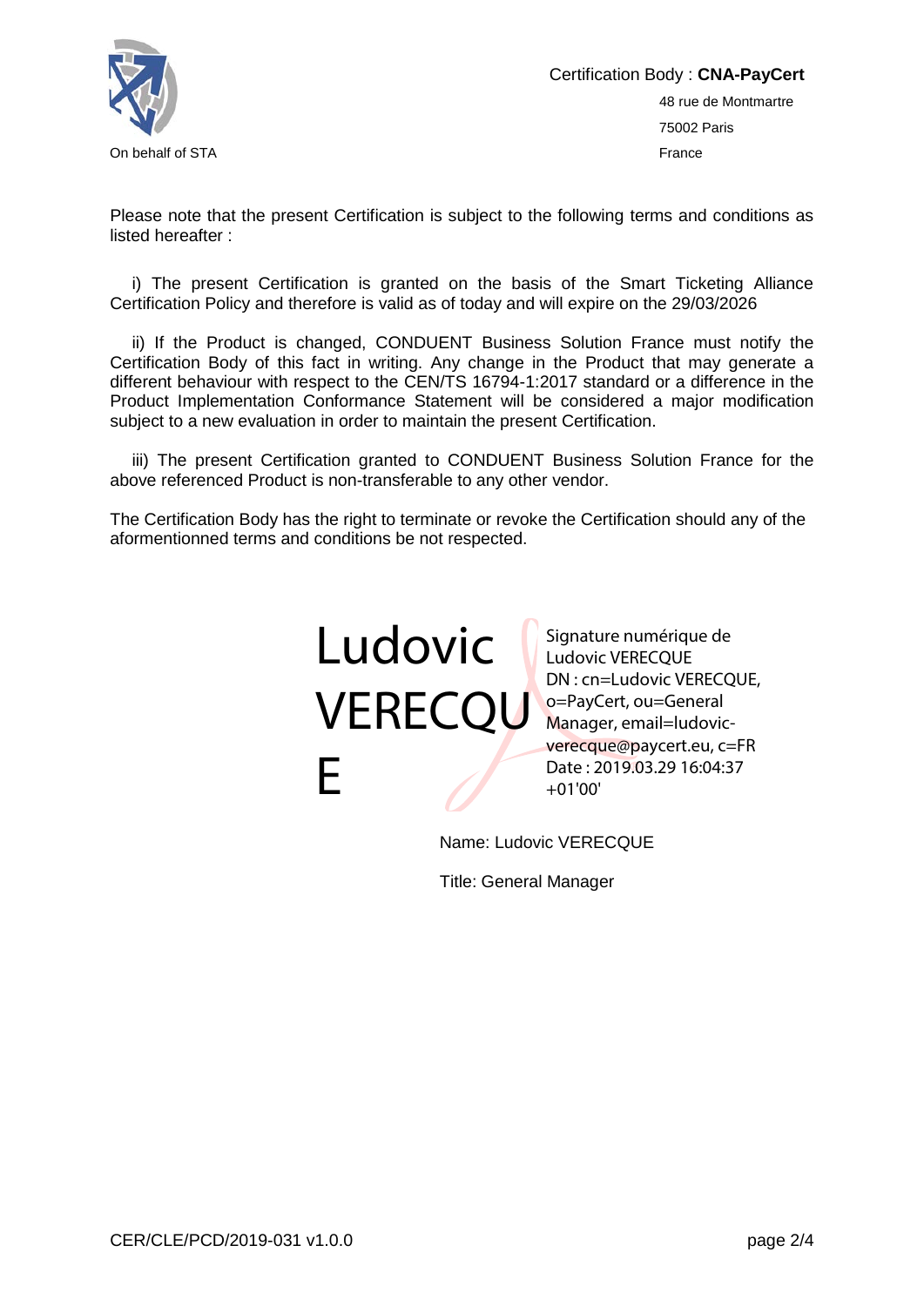On behalf of STA

Certification Body : **CNA-PayCert**

48 rue de Montmartre

75002 Paris

France

Please note that the present Certification is subject to the following terms and conditions as listed hereafter :

i) The present Certification is granted on the basis of the Smart Ticketing Alliance Certification Policy and therefore is valid as of today and will expire on the 29/03/2026

ii) If the Product is changed, CONDUENT Business Solution France must notify the Certification Body of this fact in writing. Any change in the Product that may generate a different behaviour with respect to the CEN/TS 16794-1:2017 standard or a difference in the Product Implementation Conformance Statement will be considered a major modification subject to a new evaluation in order to maintain the present Certification.

iii) The present Certification granted to CONDUENT Business Solution France for the above referenced Product is non-transferable to any other vendor.

The Certification Body has the right to terminate or revoke the Certification should any of the aformentionned terms and conditions be not respected.

Ludovic VERECQUE

Signature numérique de Ludovic VERECQUE
DN : cn=Ludovic VERECQUE, o=PayCert, ou=General Manager, email=ludovic-verecque@paycert.eu, c=FR
Date : 2019.03.29 16:04:37 +01'00'

Name: Ludovic VERECQUE

Title: General Manager

CER/CLE/PCD/2019-031 v1.0.0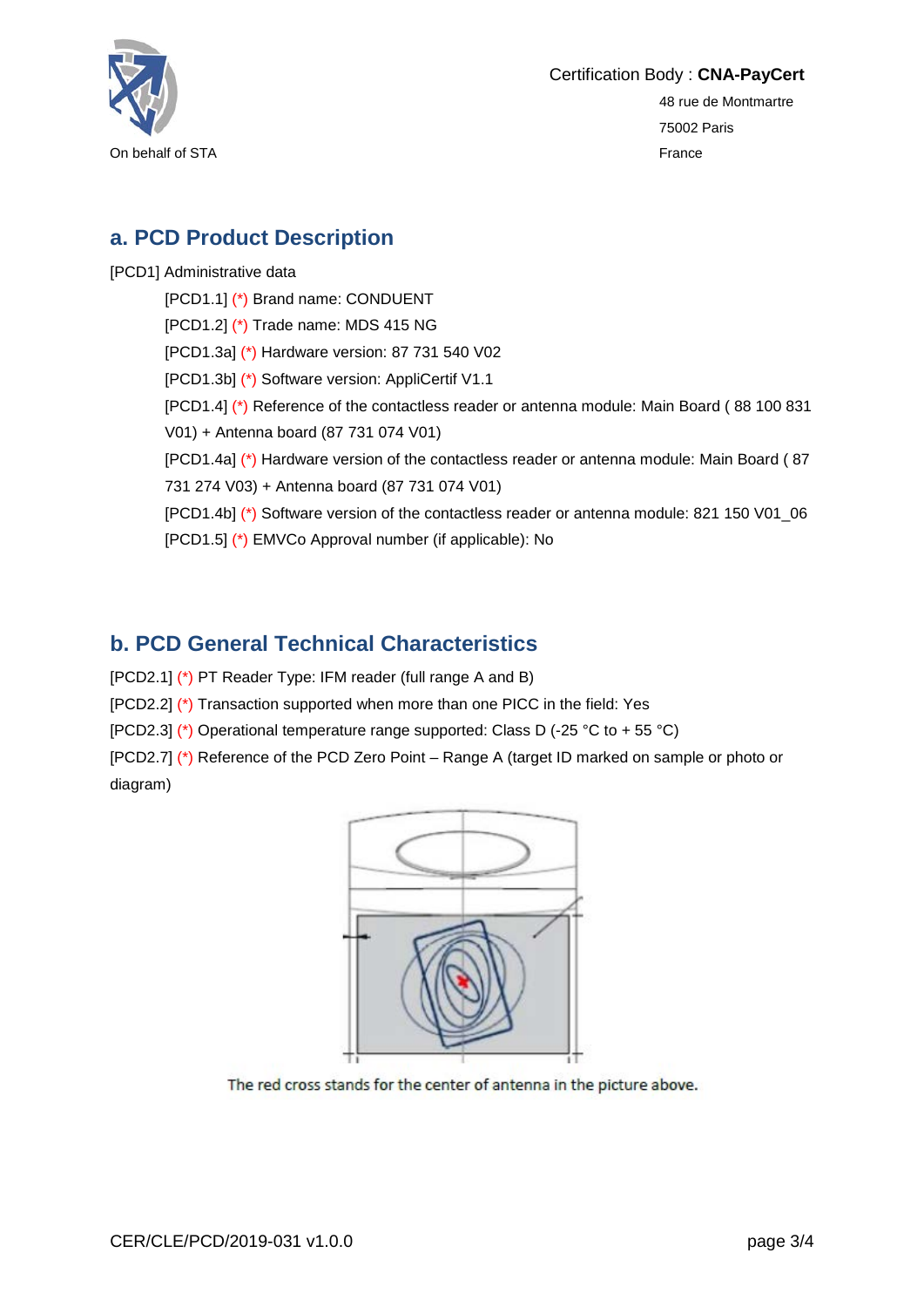On behalf of STA

Certification Body : **CNA-PayCert**

48 rue de Montmartre

75002 Paris

France

## a. PCD Product Description

[PCD1] Administrative data

- [PCD1.1] (*) Brand name: CONDUENT
- [PCD1.2] (*) Trade name: MDS 415 NG
- [PCD1.3a] (*) Hardware version: 87 731 540 V02
- [PCD1.3b] (*) Software version: AppliCertif V1.1
- [PCD1.4] (*) Reference of the contactless reader or antenna module: Main Board ( 88 100 831 V01) + Antenna board (87 731 074 V01)
- [PCD1.4a] (*) Hardware version of the contactless reader or antenna module: Main Board ( 87 731 274 V03) + Antenna board (87 731 074 V01)
- [PCD1.4b] (*) Software version of the contactless reader or antenna module: 821 150 V01_06
- [PCD1.5] (*) EMVCo Approval number (if applicable): No

## b. PCD General Technical Characteristics

[PCD2.1] (*) PT Reader Type: IFM reader (full range A and B)

[PCD2.2] (*) Transaction supported when more than one PICC in the field: Yes

[PCD2.3] (*) Operational temperature range supported: Class D (-25 °C to + 55 °C)

[PCD2.7] (*) Reference of the PCD Zero Point – Range A (target ID marked on sample or photo or diagram)

The red cross stands for the center of antenna in the picture above.

CER/CLE/PCD/2019-031 v1.0.0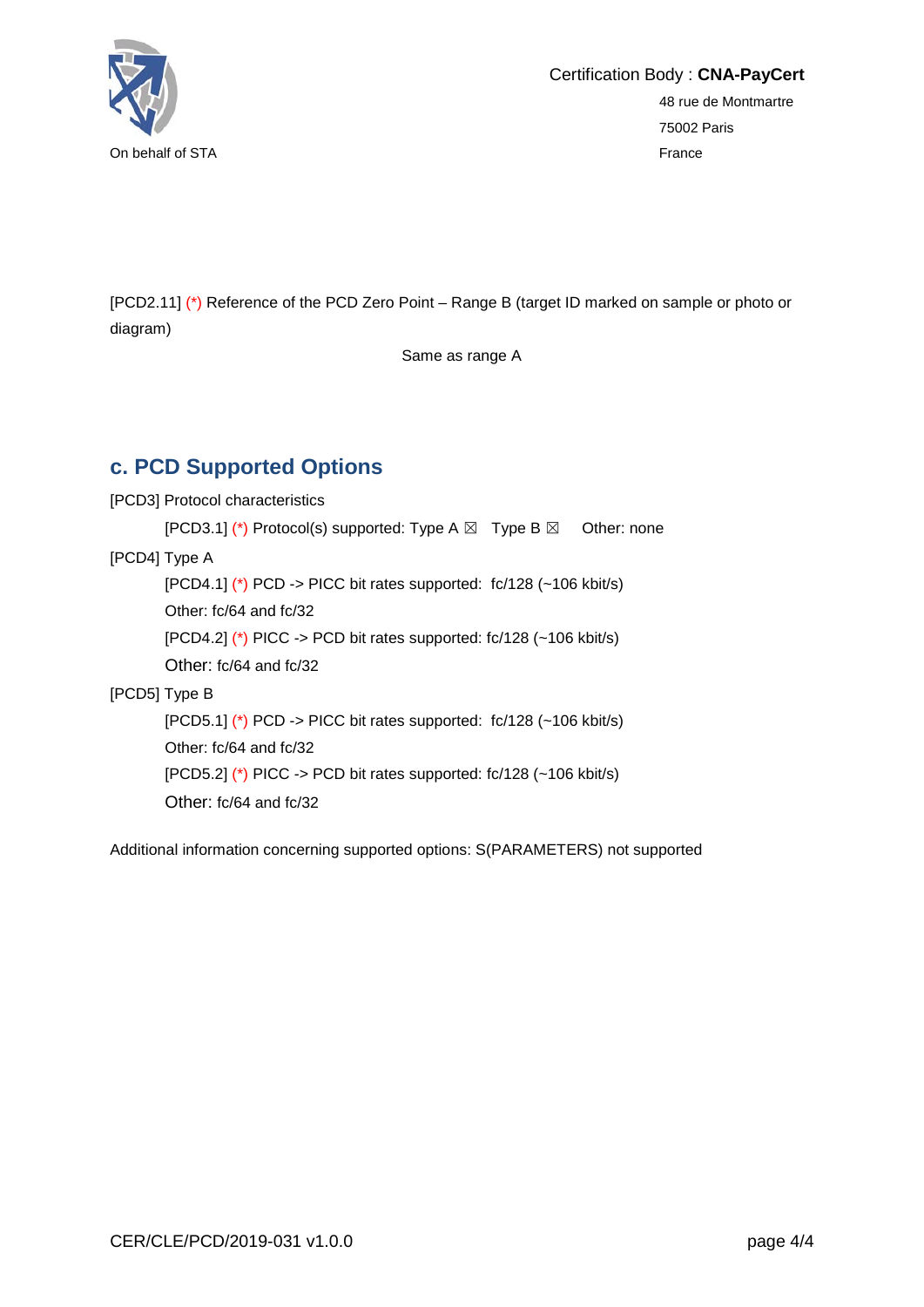[PCD2.11] (*) Reference of the PCD Zero Point – Range B (target ID marked on sample or photo or diagram)

Same as range A

## c. PCD Supported Options

[PCD3] Protocol characteristics

[PCD3.1] (*) Protocol(s) supported: Type A ☒ Type B ☒ Other: none

[PCD4] Type A

[PCD4.1] (*) PCD -> PICC bit rates supported: fc/128 (~106 kbit/s)

Other: fc/64 and fc/32

[PCD4.2] (*) PICC -> PCD bit rates supported: fc/128 (~106 kbit/s)

Other: fc/64 and fc/32

[PCD5] Type B

[PCD5.1] (*) PCD -> PICC bit rates supported: fc/128 (~106 kbit/s)

Other: fc/64 and fc/32

[PCD5.2] (*) PICC -> PCD bit rates supported: fc/128 (~106 kbit/s)

Other: fc/64 and fc/32

Additional information concerning supported options: S(PARAMETERS) not supported